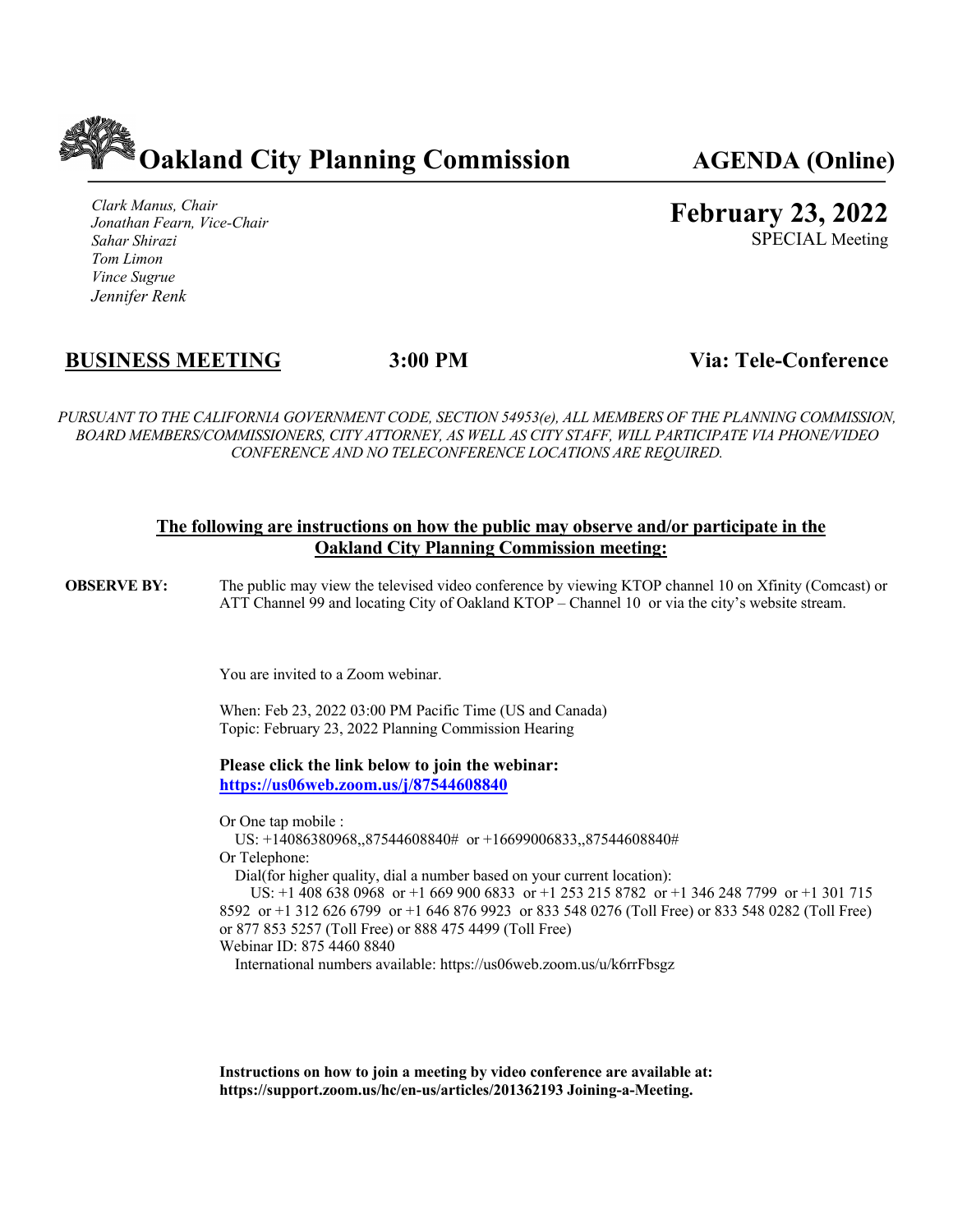# Oakland City Planning Commission

**AGENDA (Online)**

*Clark Manus, Chair*
*Jonathan Fearn, Vice-Chair*
*Sahar Shirazi*
*Tom Limon*
*Vince Sugrue*
*Jennifer Renk*

**February 23, 2022**
SPECIAL Meeting

## BUSINESS MEETING 3:00 PM Via: Tele-Conference

*PURSUANT TO THE CALIFORNIA GOVERNMENT CODE, SECTION 54953(e), ALL MEMBERS OF THE PLANNING COMMISSION, BOARD MEMBERS/COMMISSIONERS, CITY ATTORNEY, AS WELL AS CITY STAFF, WILL PARTICIPATE VIA PHONE/VIDEO CONFERENCE AND NO TELECONFERENCE LOCATIONS ARE REQUIRED.*

**The following are instructions on how the public may observe and/or participate in the Oakland City Planning Commission meeting:**

**OBSERVE BY:** The public may view the televised video conference by viewing KTOP channel 10 on Xfinity (Comcast) or ATT Channel 99 and locating City of Oakland KTOP – Channel 10 or via the city's website stream.

You are invited to a Zoom webinar.

When: Feb 23, 2022 03:00 PM Pacific Time (US and Canada)
Topic: February 23, 2022 Planning Commission Hearing

**Please click the link below to join the webinar:**
**https://us06web.zoom.us/j/87544608840**

Or One tap mobile :
US: +14086380968,,87544608840# or +16699006833,,87544608840#
Or Telephone:
Dial(for higher quality, dial a number based on your current location):
US: +1 408 638 0968 or +1 669 900 6833 or +1 253 215 8782 or +1 346 248 7799 or +1 301 715 8592 or +1 312 626 6799 or +1 646 876 9923 or 833 548 0276 (Toll Free) or 833 548 0282 (Toll Free) or 877 853 5257 (Toll Free) or 888 475 4499 (Toll Free)
Webinar ID: 875 4460 8840
International numbers available: https://us06web.zoom.us/u/k6rrFbsgz

**Instructions on how to join a meeting by video conference are available at: https://support.zoom.us/hc/en-us/articles/201362193 Joining-a-Meeting.**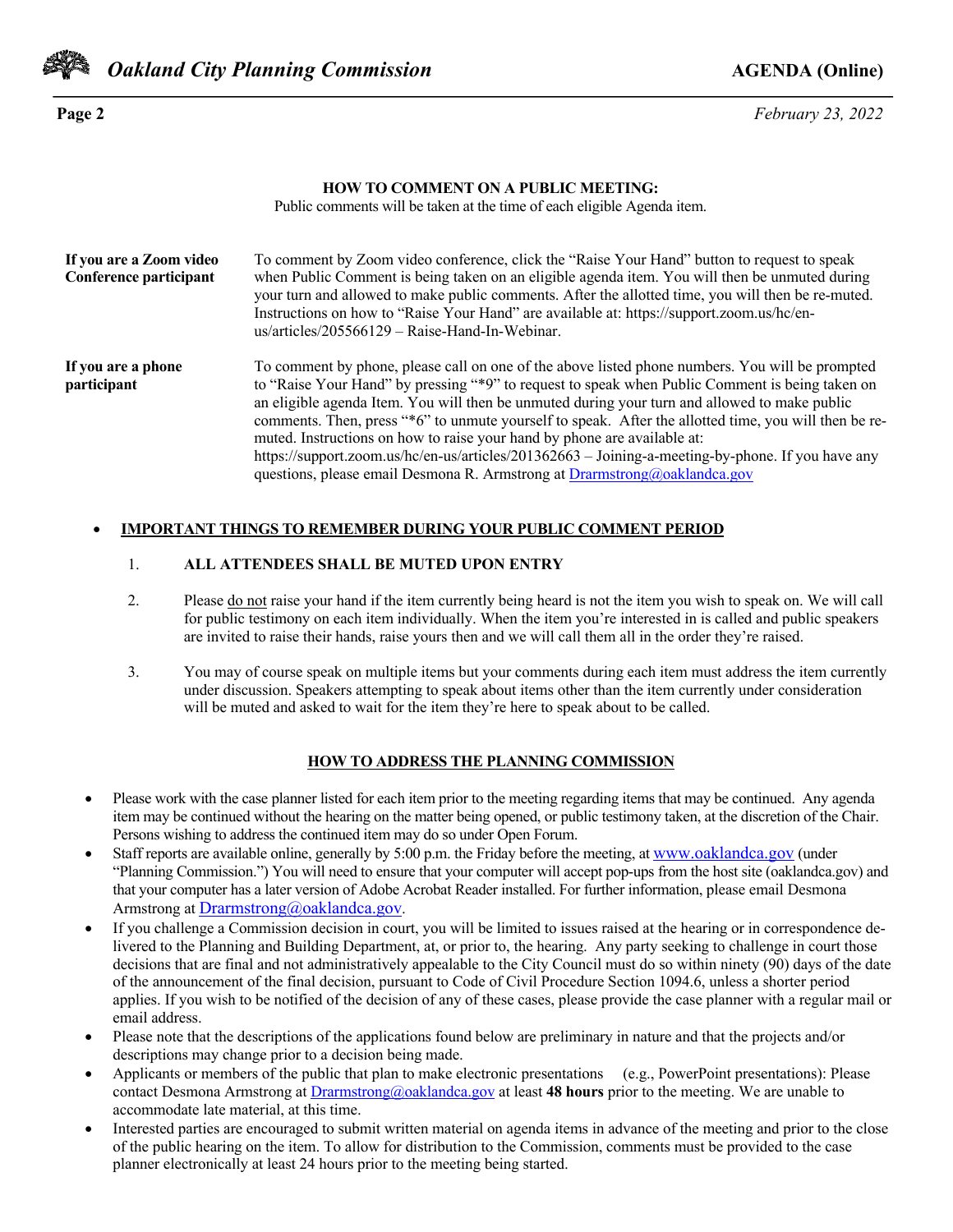## HOW TO COMMENT ON A PUBLIC MEETING:

Public comments will be taken at the time of each eligible Agenda item.

**If you are a Zoom video Conference participant**

To comment by Zoom video conference, click the "Raise Your Hand" button to request to speak when Public Comment is being taken on an eligible agenda item. You will then be unmuted during your turn and allowed to make public comments. After the allotted time, you will then be re-muted. Instructions on how to "Raise Your Hand" are available at: https://support.zoom.us/hc/en-us/articles/205566129 – Raise-Hand-In-Webinar.

**If you are a phone participant**

To comment by phone, please call on one of the above listed phone numbers. You will be prompted to "Raise Your Hand" by pressing "*9" to request to speak when Public Comment is being taken on an eligible agenda Item. You will then be unmuted during your turn and allowed to make public comments. Then, press "*6" to unmute yourself to speak. After the allotted time, you will then be re-muted. Instructions on how to raise your hand by phone are available at: https://support.zoom.us/hc/en-us/articles/201362663 – Joining-a-meeting-by-phone. If you have any questions, please email Desmona R. Armstrong at Drarmstrong@oaklandca.gov

- **IMPORTANT THINGS TO REMEMBER DURING YOUR PUBLIC COMMENT PERIOD**

  1. **ALL ATTENDEES SHALL BE MUTED UPON ENTRY**
  2. Please do not raise your hand if the item currently being heard is not the item you wish to speak on. We will call for public testimony on each item individually. When the item you're interested in is called and public speakers are invited to raise their hands, raise yours then and we will call them all in the order they're raised.
  3. You may of course speak on multiple items but your comments during each item must address the item currently under discussion. Speakers attempting to speak about items other than the item currently under consideration will be muted and asked to wait for the item they're here to speak about to be called.

## HOW TO ADDRESS THE PLANNING COMMISSION

- Please work with the case planner listed for each item prior to the meeting regarding items that may be continued. Any agenda item may be continued without the hearing on the matter being opened, or public testimony taken, at the discretion of the Chair. Persons wishing to address the continued item may do so under Open Forum.
- Staff reports are available online, generally by 5:00 p.m. the Friday before the meeting, at www.oaklandca.gov (under "Planning Commission.") You will need to ensure that your computer will accept pop-ups from the host site (oaklandca.gov) and that your computer has a later version of Adobe Acrobat Reader installed. For further information, please email Desmona Armstrong at Drarmstrong@oaklandca.gov.
- If you challenge a Commission decision in court, you will be limited to issues raised at the hearing or in correspondence delivered to the Planning and Building Department, at, or prior to, the hearing. Any party seeking to challenge in court those decisions that are final and not administratively appealable to the City Council must do so within ninety (90) days of the date of the announcement of the final decision, pursuant to Code of Civil Procedure Section 1094.6, unless a shorter period applies. If you wish to be notified of the decision of any of these cases, please provide the case planner with a regular mail or email address.
- Please note that the descriptions of the applications found below are preliminary in nature and that the projects and/or descriptions may change prior to a decision being made.
- Applicants or members of the public that plan to make electronic presentations (e.g., PowerPoint presentations): Please contact Desmona Armstrong at Drarmstrong@oaklandca.gov at least **48 hours** prior to the meeting. We are unable to accommodate late material, at this time.
- Interested parties are encouraged to submit written material on agenda items in advance of the meeting and prior to the close of the public hearing on the item. To allow for distribution to the Commission, comments must be provided to the case planner electronically at least 24 hours prior to the meeting being started.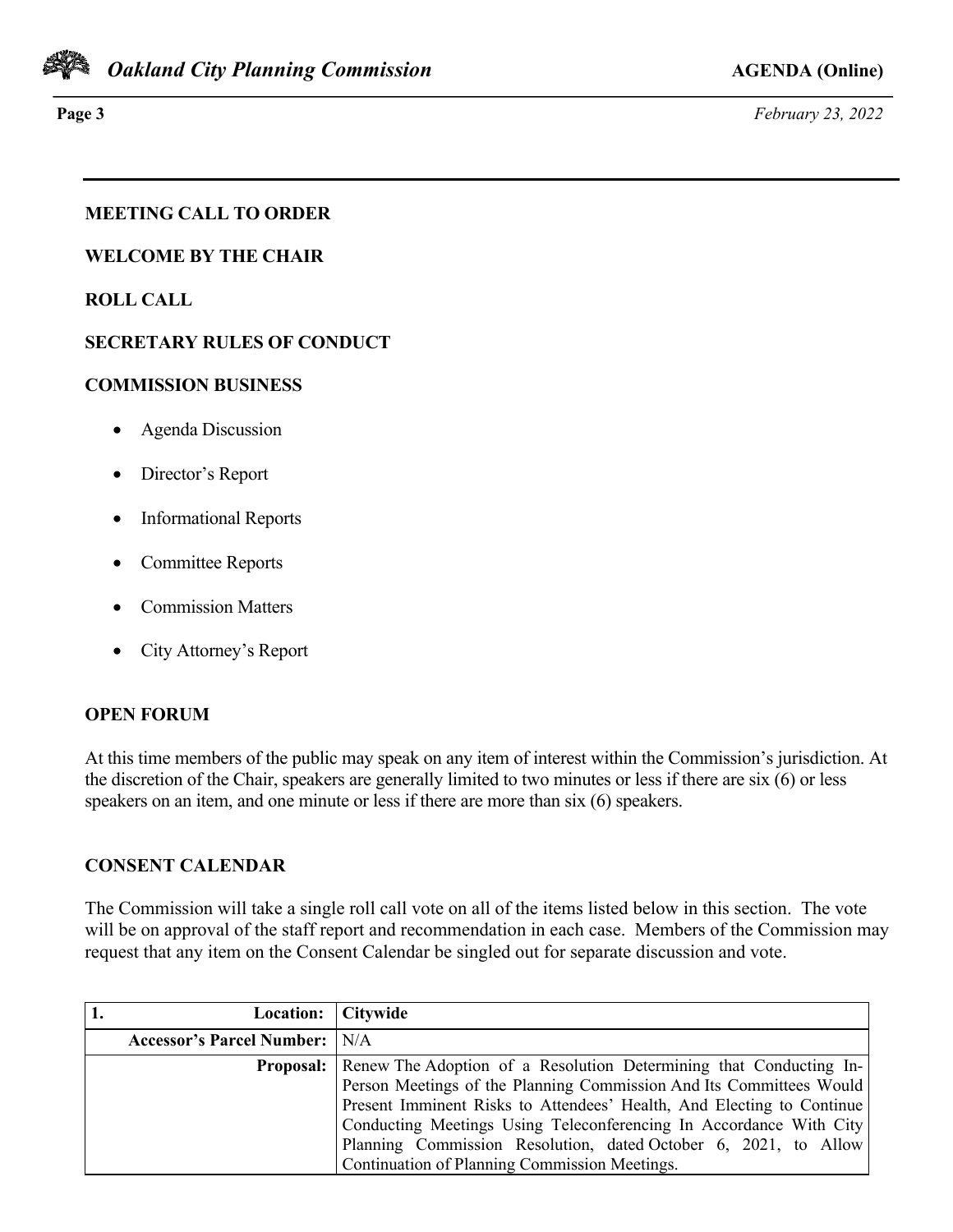**MEETING CALL TO ORDER**

**WELCOME BY THE CHAIR**

**ROLL CALL**

**SECRETARY RULES OF CONDUCT**

**COMMISSION BUSINESS**

- Agenda Discussion
- Director's Report
- Informational Reports
- Committee Reports
- Commission Matters
- City Attorney's Report

**OPEN FORUM**

At this time members of the public may speak on any item of interest within the Commission's jurisdiction. At the discretion of the Chair, speakers are generally limited to two minutes or less if there are six (6) or less speakers on an item, and one minute or less if there are more than six (6) speakers.

**CONSENT CALENDAR**

The Commission will take a single roll call vote on all of the items listed below in this section. The vote will be on approval of the staff report and recommendation in each case. Members of the Commission may request that any item on the Consent Calendar be singled out for separate discussion and vote.

| **1. Location:** | **Citywide** |
|---|---|
| **Accessor's Parcel Number:** | N/A |
| **Proposal:** | Renew The Adoption of a Resolution Determining that Conducting In-Person Meetings of the Planning Commission And Its Committees Would Present Imminent Risks to Attendees' Health, And Electing to Continue Conducting Meetings Using Teleconferencing In Accordance With City Planning Commission Resolution, dated October 6, 2021, to Allow Continuation of Planning Commission Meetings. |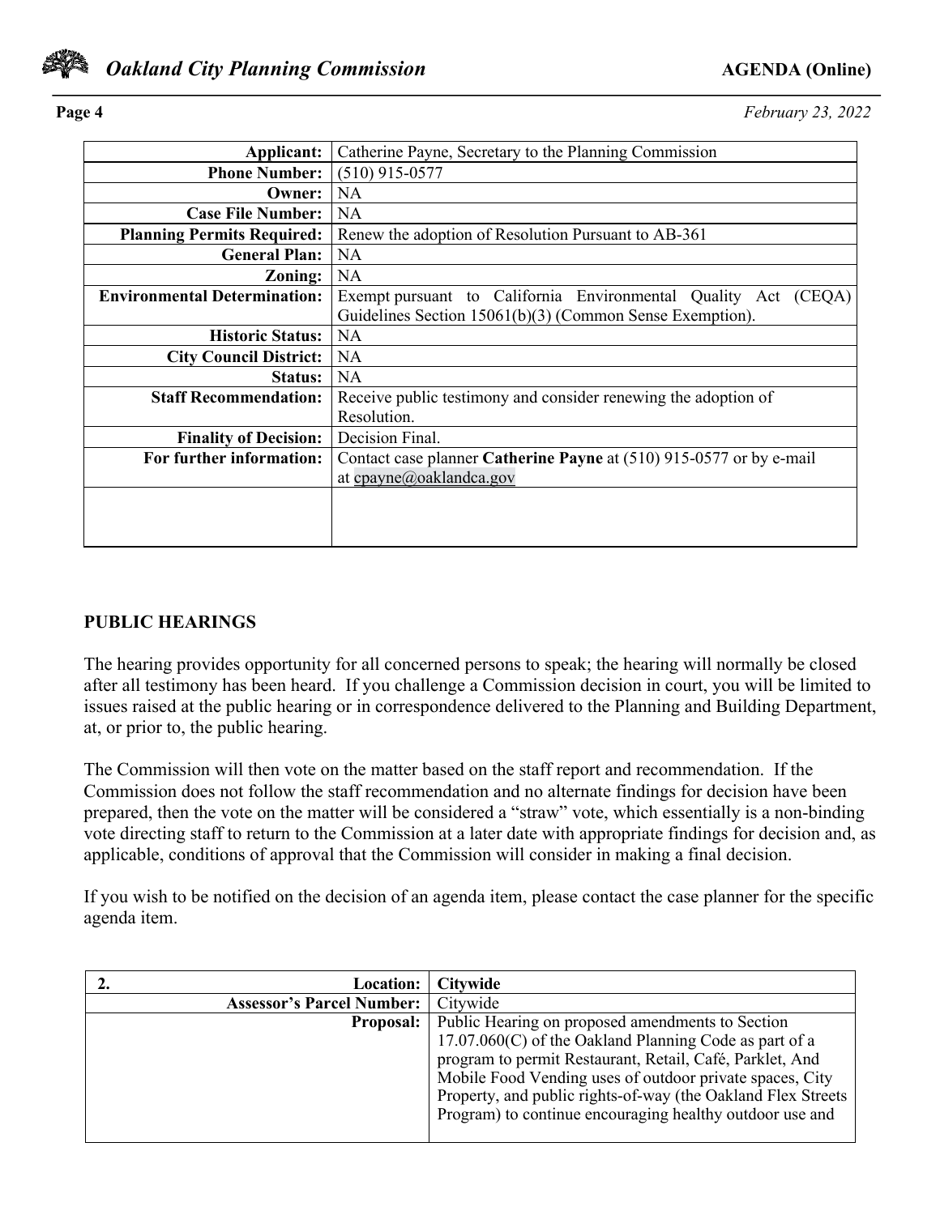| | |
|---|---|
| **Applicant:** | Catherine Payne, Secretary to the Planning Commission |
| **Phone Number:** | (510) 915-0577 |
| **Owner:** | NA |
| **Case File Number:** | NA |
| **Planning Permits Required:** | Renew the adoption of Resolution Pursuant to AB-361 |
| **General Plan:** | NA |
| **Zoning:** | NA |
| **Environmental Determination:** | Exempt pursuant to California Environmental Quality Act (CEQA) Guidelines Section 15061(b)(3) (Common Sense Exemption). |
| **Historic Status:** | NA |
| **City Council District:** | NA |
| **Status:** | NA |
| **Staff Recommendation:** | Receive public testimony and consider renewing the adoption of Resolution. |
| **Finality of Decision:** | Decision Final. |
| **For further information:** | Contact case planner **Catherine Payne** at (510) 915-0577 or by e-mail at cpayne@oaklandca.gov |
| | |

## PUBLIC HEARINGS

The hearing provides opportunity for all concerned persons to speak; the hearing will normally be closed after all testimony has been heard. If you challenge a Commission decision in court, you will be limited to issues raised at the public hearing or in correspondence delivered to the Planning and Building Department, at, or prior to, the public hearing.

The Commission will then vote on the matter based on the staff report and recommendation. If the Commission does not follow the staff recommendation and no alternate findings for decision have been prepared, then the vote on the matter will be considered a "straw" vote, which essentially is a non-binding vote directing staff to return to the Commission at a later date with appropriate findings for decision and, as applicable, conditions of approval that the Commission will consider in making a final decision.

If you wish to be notified on the decision of an agenda item, please contact the case planner for the specific agenda item.

| **2.** **Location:** | **Citywide** |
|---|---|
| **Assessor's Parcel Number:** | Citywide |
| **Proposal:** | Public Hearing on proposed amendments to Section 17.07.060(C) of the Oakland Planning Code as part of a program to permit Restaurant, Retail, Café, Parklet, And Mobile Food Vending uses of outdoor private spaces, City Property, and public rights-of-way (the Oakland Flex Streets Program) to continue encouraging healthy outdoor use and |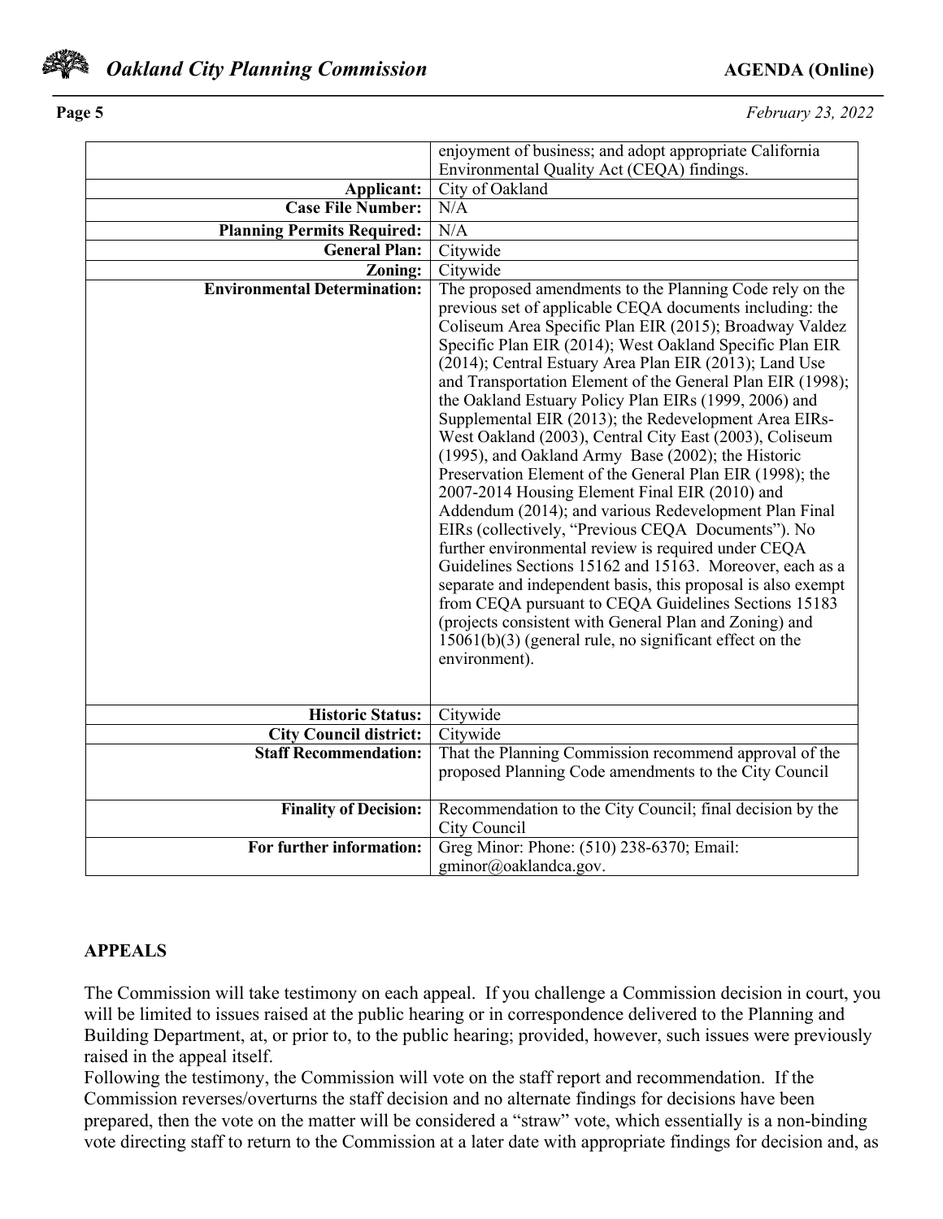| | |
|---|---|
| | enjoyment of business; and adopt appropriate California Environmental Quality Act (CEQA) findings. |
| **Applicant:** | City of Oakland |
| **Case File Number:** | N/A |
| **Planning Permits Required:** | N/A |
| **General Plan:** | Citywide |
| **Zoning:** | Citywide |
| **Environmental Determination:** | The proposed amendments to the Planning Code rely on the previous set of applicable CEQA documents including: the Coliseum Area Specific Plan EIR (2015); Broadway Valdez Specific Plan EIR (2014); West Oakland Specific Plan EIR (2014); Central Estuary Area Plan EIR (2013); Land Use and Transportation Element of the General Plan EIR (1998); the Oakland Estuary Policy Plan EIRs (1999, 2006) and Supplemental EIR (2013); the Redevelopment Area EIRs-West Oakland (2003), Central City East (2003), Coliseum (1995), and Oakland Army Base (2002); the Historic Preservation Element of the General Plan EIR (1998); the 2007-2014 Housing Element Final EIR (2010) and Addendum (2014); and various Redevelopment Plan Final EIRs (collectively, "Previous CEQA Documents"). No further environmental review is required under CEQA Guidelines Sections 15162 and 15163. Moreover, each as a separate and independent basis, this proposal is also exempt from CEQA pursuant to CEQA Guidelines Sections 15183 (projects consistent with General Plan and Zoning) and 15061(b)(3) (general rule, no significant effect on the environment). |
| **Historic Status:** | Citywide |
| **City Council district:** | Citywide |
| **Staff Recommendation:** | That the Planning Commission recommend approval of the proposed Planning Code amendments to the City Council |
| **Finality of Decision:** | Recommendation to the City Council; final decision by the City Council |
| **For further information:** | Greg Minor: Phone: (510) 238-6370; Email: gminor@oaklandca.gov. |

**APPEALS**

The Commission will take testimony on each appeal. If you challenge a Commission decision in court, you will be limited to issues raised at the public hearing or in correspondence delivered to the Planning and Building Department, at, or prior to, to the public hearing; provided, however, such issues were previously raised in the appeal itself.

Following the testimony, the Commission will vote on the staff report and recommendation. If the Commission reverses/overturns the staff decision and no alternate findings for decisions have been prepared, then the vote on the matter will be considered a "straw" vote, which essentially is a non-binding vote directing staff to return to the Commission at a later date with appropriate findings for decision and, as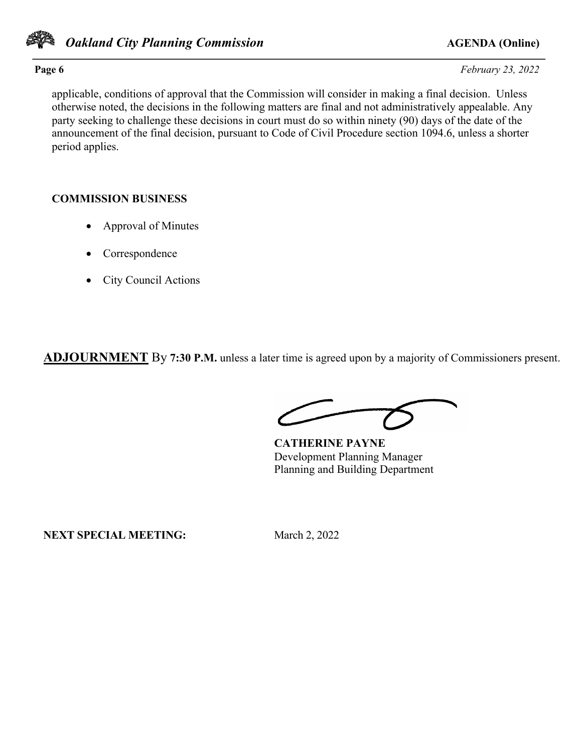applicable, conditions of approval that the Commission will consider in making a final decision. Unless otherwise noted, the decisions in the following matters are final and not administratively appealable. Any party seeking to challenge these decisions in court must do so within ninety (90) days of the date of the announcement of the final decision, pursuant to Code of Civil Procedure section 1094.6, unless a shorter period applies.

**COMMISSION BUSINESS**

- Approval of Minutes
- Correspondence
- City Council Actions

**ADJOURNMENT** By **7:30 P.M.** unless a later time is agreed upon by a majority of Commissioners present.

**CATHERINE PAYNE**
Development Planning Manager
Planning and Building Department

**NEXT SPECIAL MEETING:** March 2, 2022